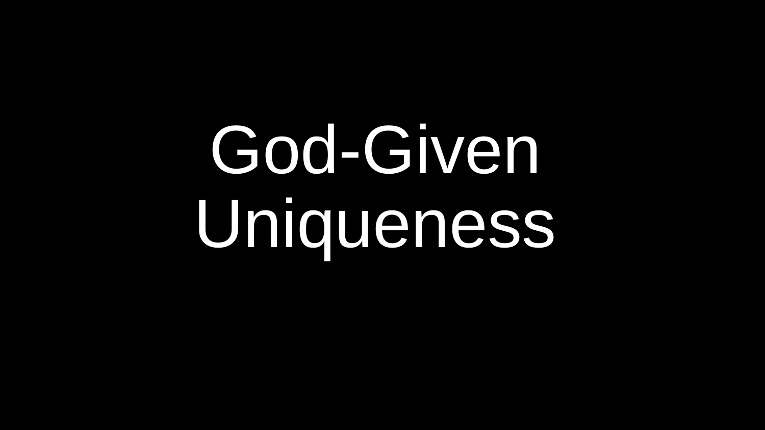# God-Given Uniqueness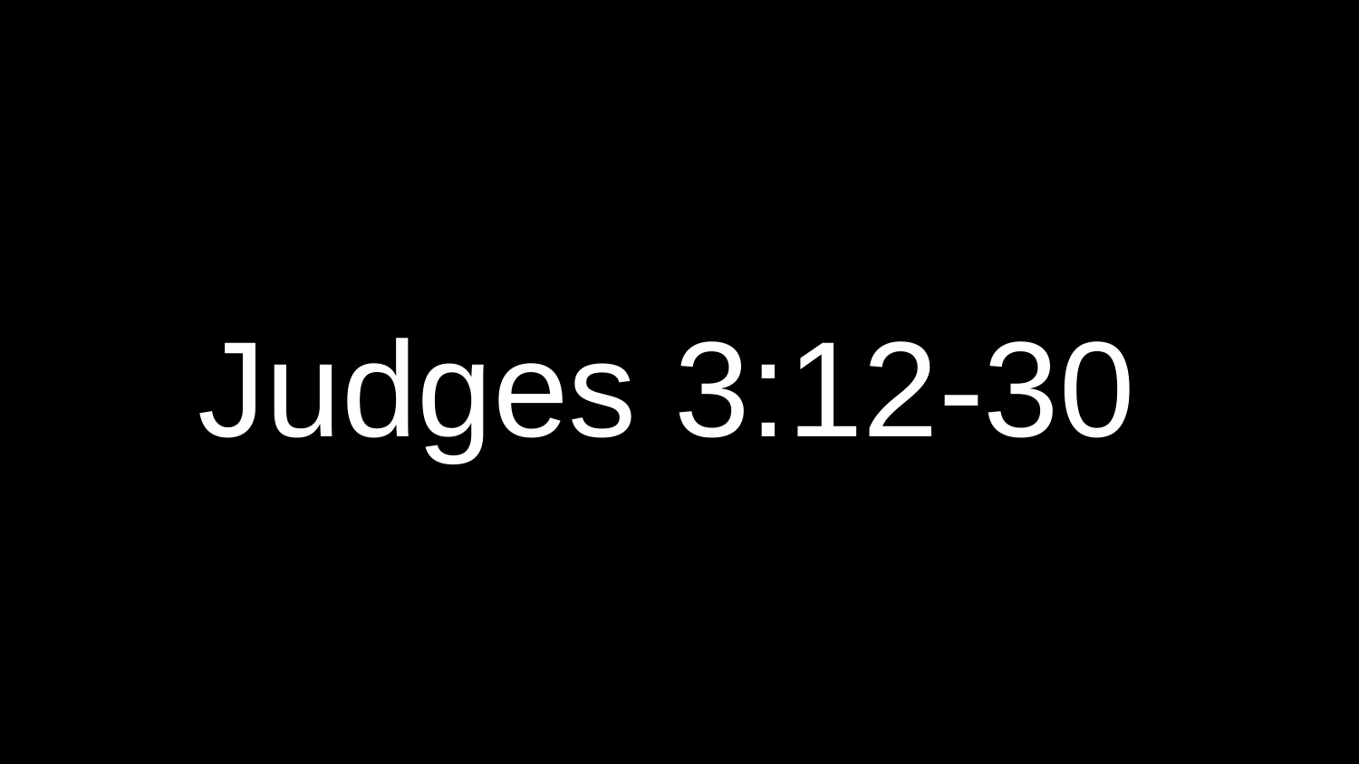# Judges 3:12-30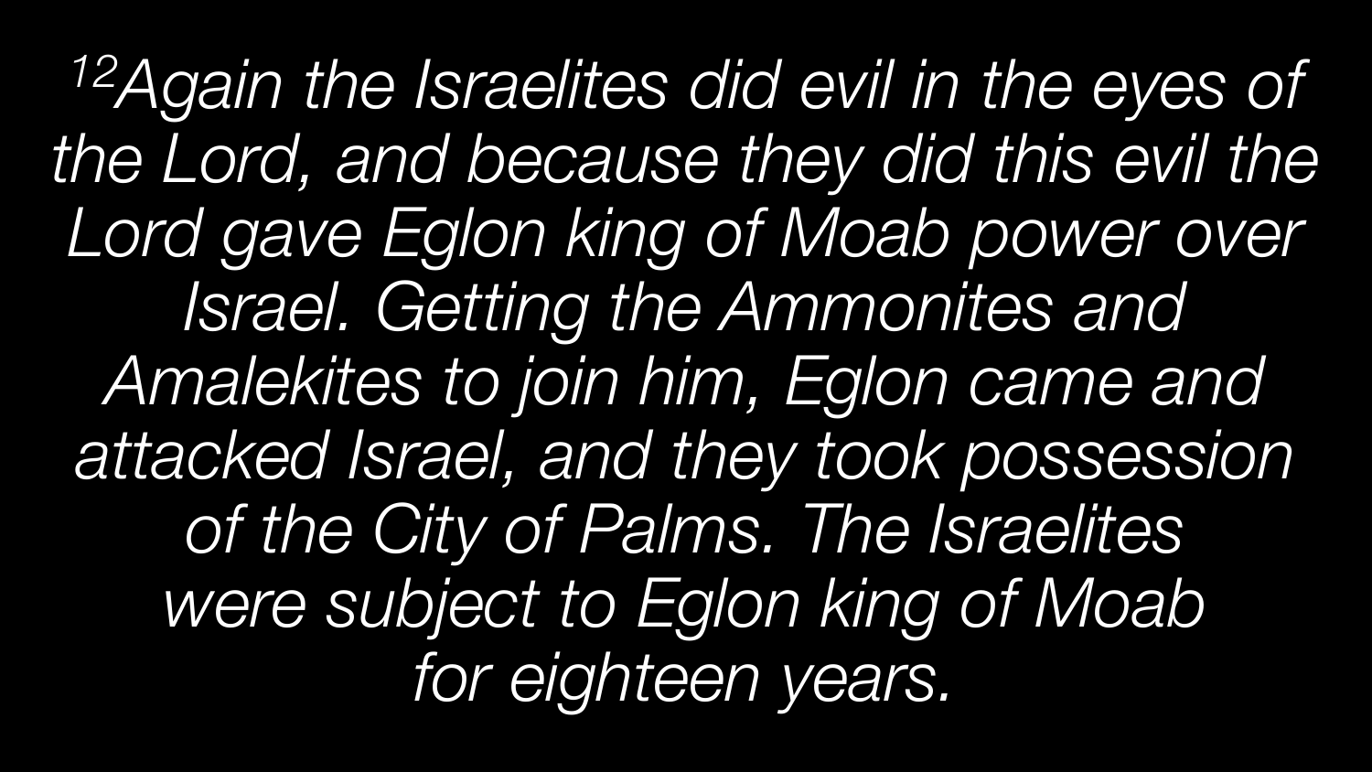*[12]Again the Israelites did evil in the eyes of the Lord, and because they did this evil the Lord gave Eglon king of Moab power over Israel. Getting the Ammonites and Amalekites to join him, Eglon came and attacked Israel, and they took possession of the City of Palms. The Israelites were subject to Eglon king of Moab for eighteen years.*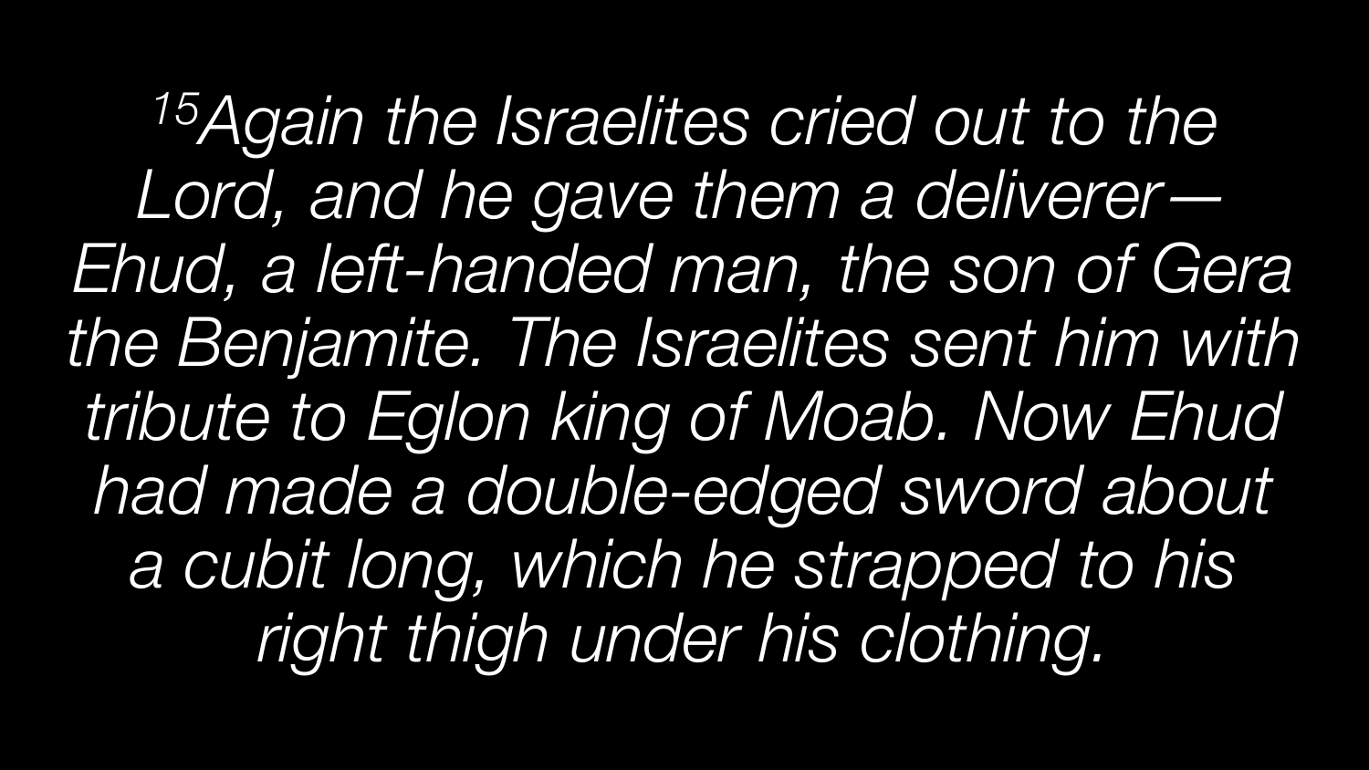*[15]Again the Israelites cried out to the Lord, and he gave them a deliverer—Ehud, a left-handed man, the son of Gera the Benjamite. The Israelites sent him with tribute to Eglon king of Moab. Now Ehud had made a double-edged sword about a cubit long, which he strapped to his right thigh under his clothing.*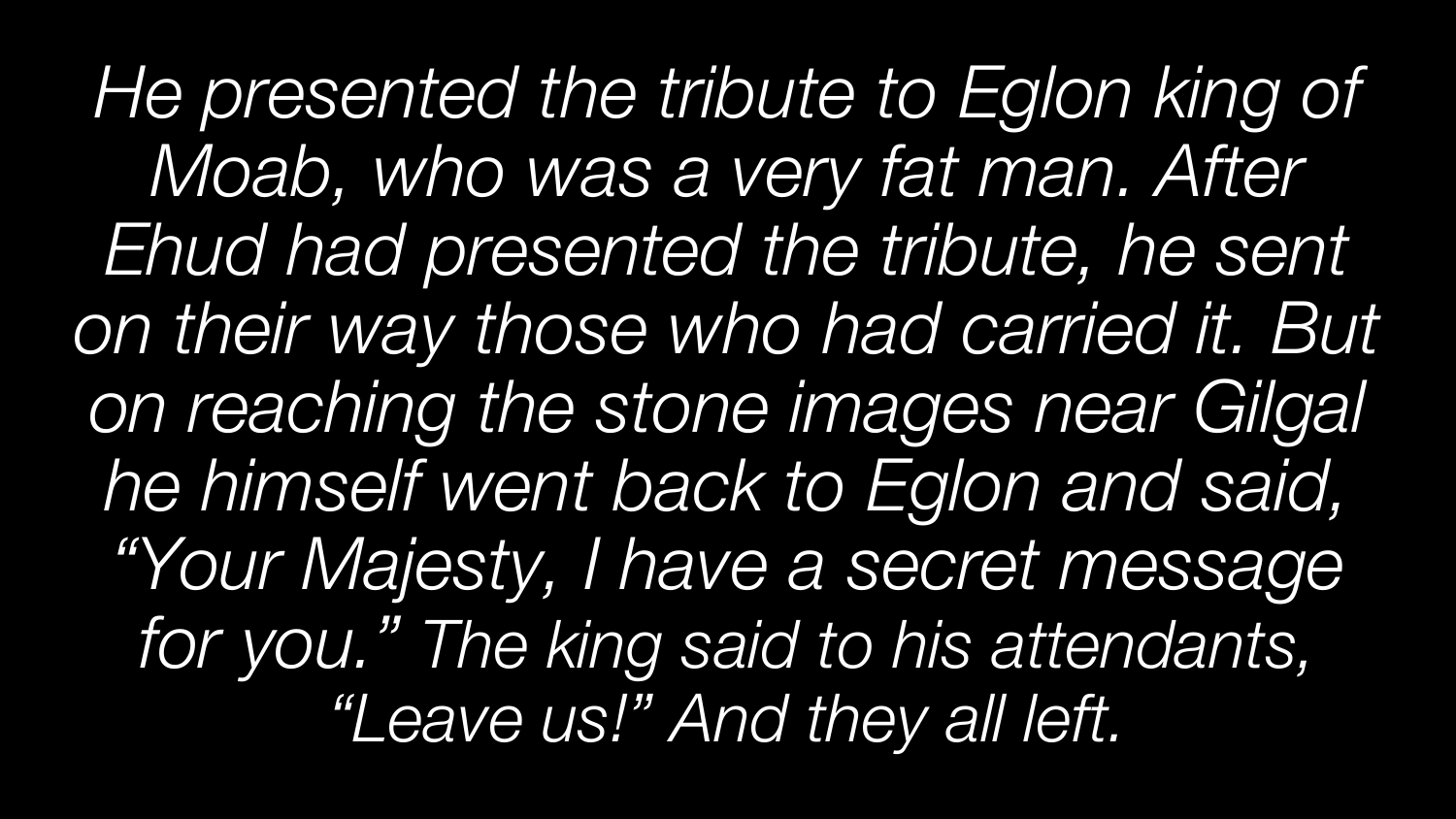*He presented the tribute to Eglon king of Moab, who was a very fat man. After Ehud had presented the tribute, he sent on their way those who had carried it. But on reaching the stone images near Gilgal he himself went back to Eglon and said, "Your Majesty, I have a secret message for you." The king said to his attendants, "Leave us!" And they all left.*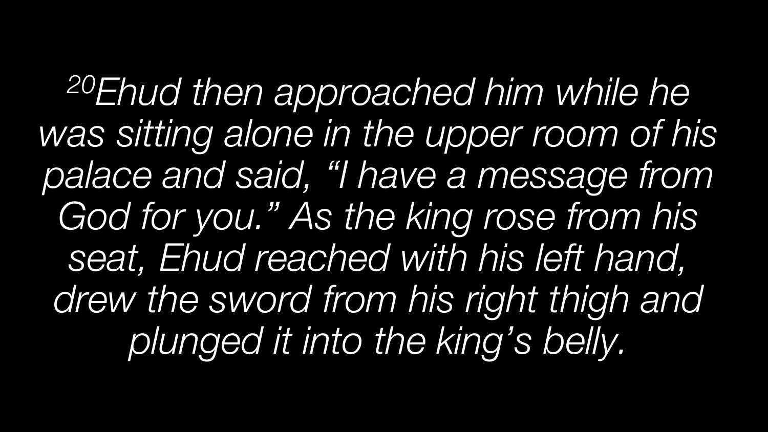*[20]Ehud then approached him while he was sitting alone in the upper room of his palace and said, "I have a message from God for you." As the king rose from his seat, Ehud reached with his left hand, drew the sword from his right thigh and plunged it into the king's belly.*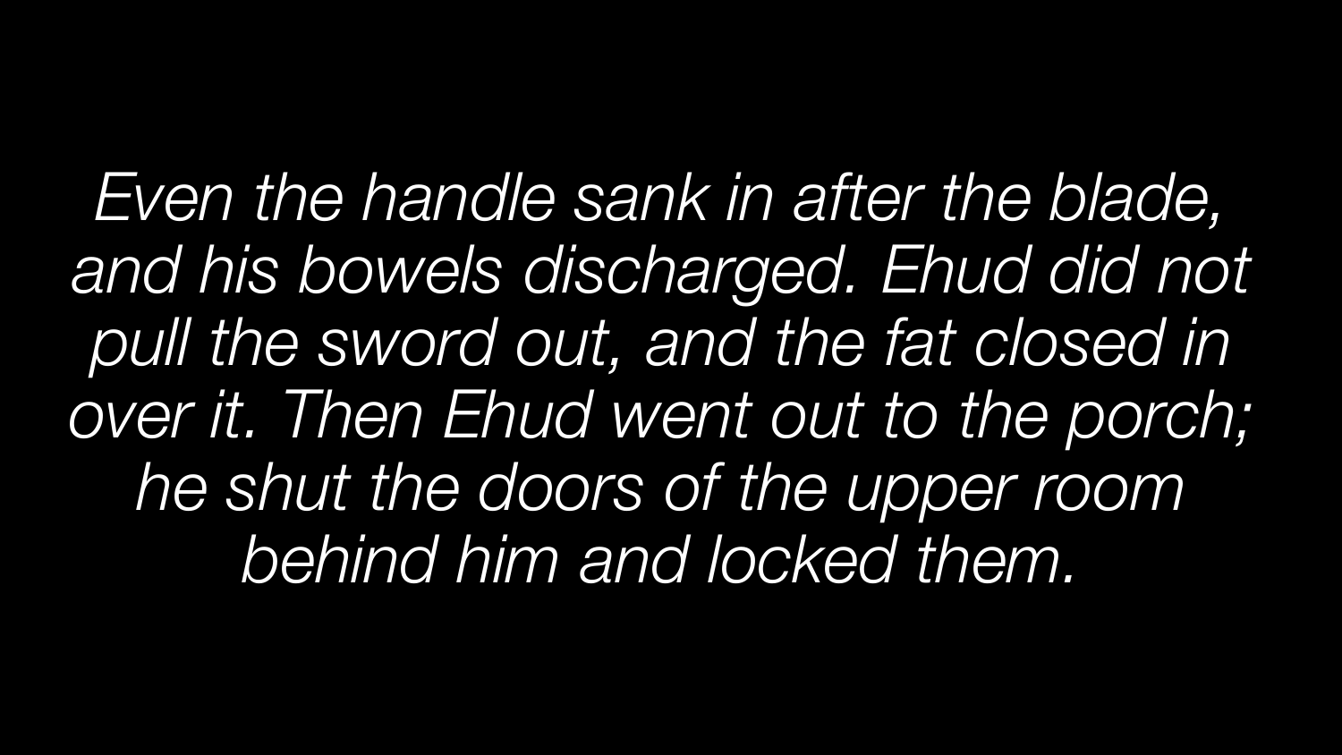*Even the handle sank in after the blade, and his bowels discharged. Ehud did not pull the sword out, and the fat closed in over it. Then Ehud went out to the porch; he shut the doors of the upper room behind him and locked them.*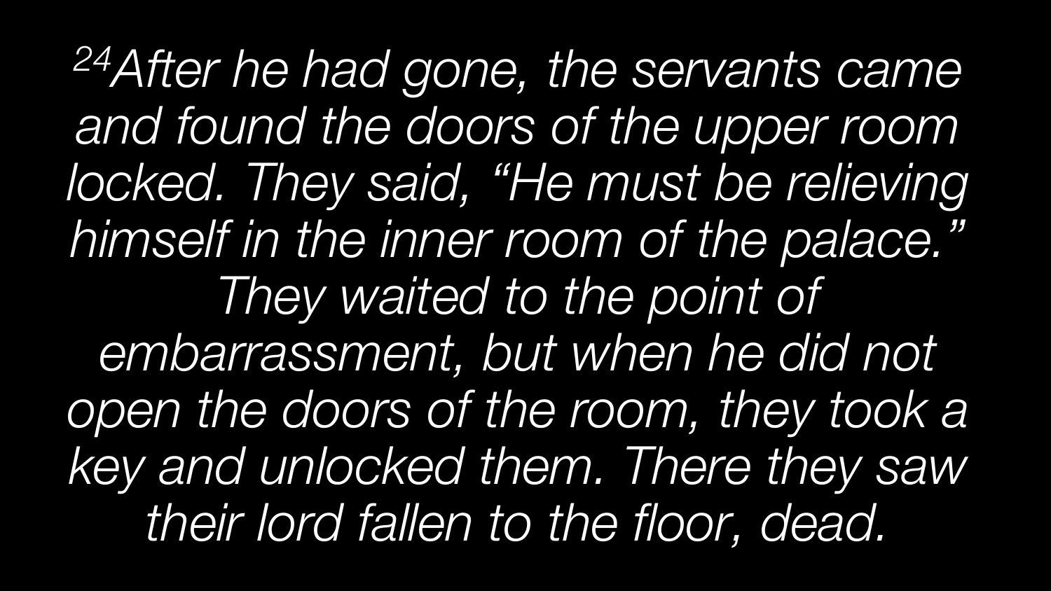*[24]After he had gone, the servants came and found the doors of the upper room locked. They said, "He must be relieving himself in the inner room of the palace." They waited to the point of embarrassment, but when he did not open the doors of the room, they took a key and unlocked them. There they saw their lord fallen to the floor, dead.*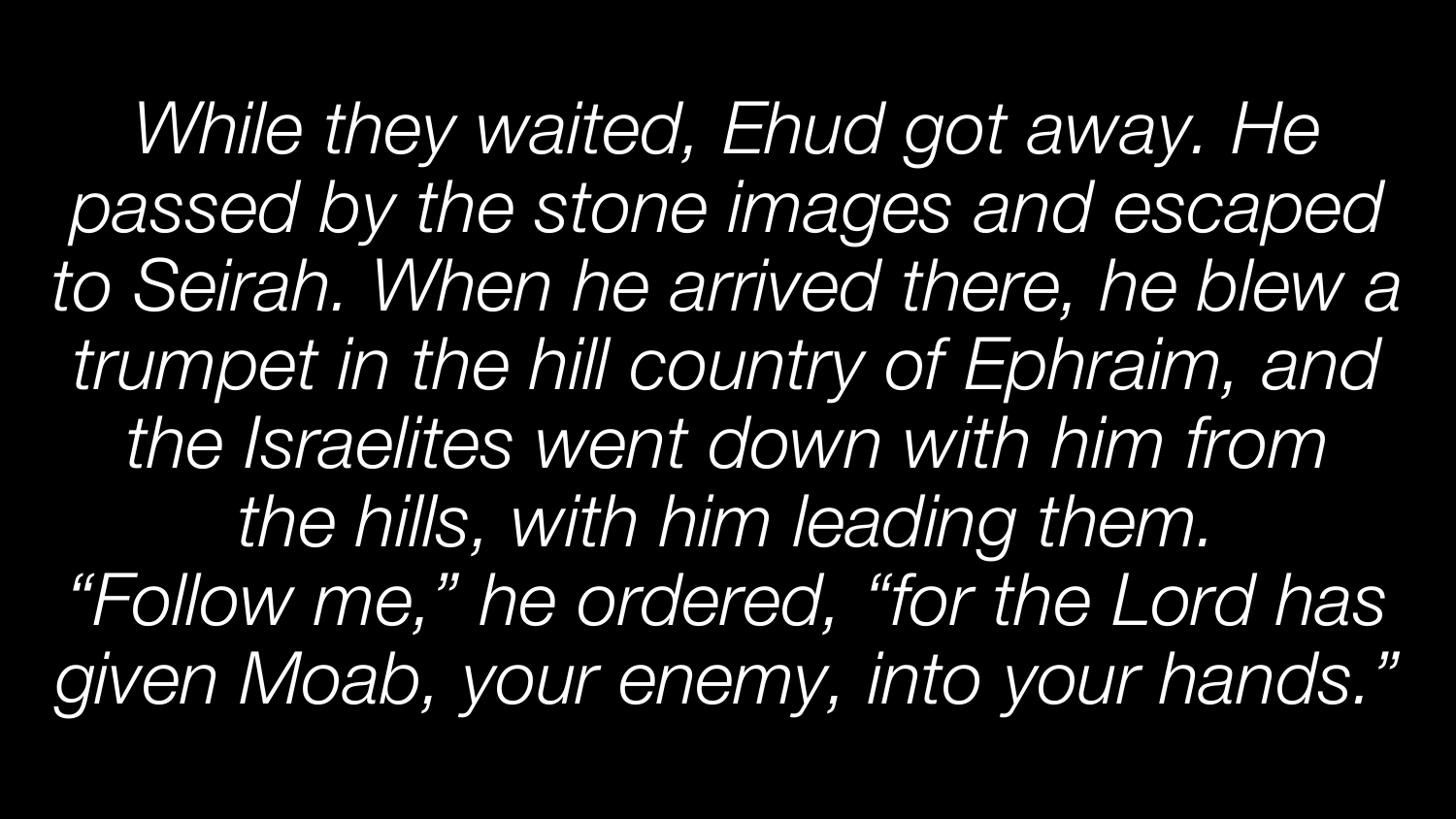*While they waited, Ehud got away. He passed by the stone images and escaped to Seirah. When he arrived there, he blew a trumpet in the hill country of Ephraim, and the Israelites went down with him from the hills, with him leading them. "Follow me," he ordered, "for the Lord has given Moab, your enemy, into your hands."*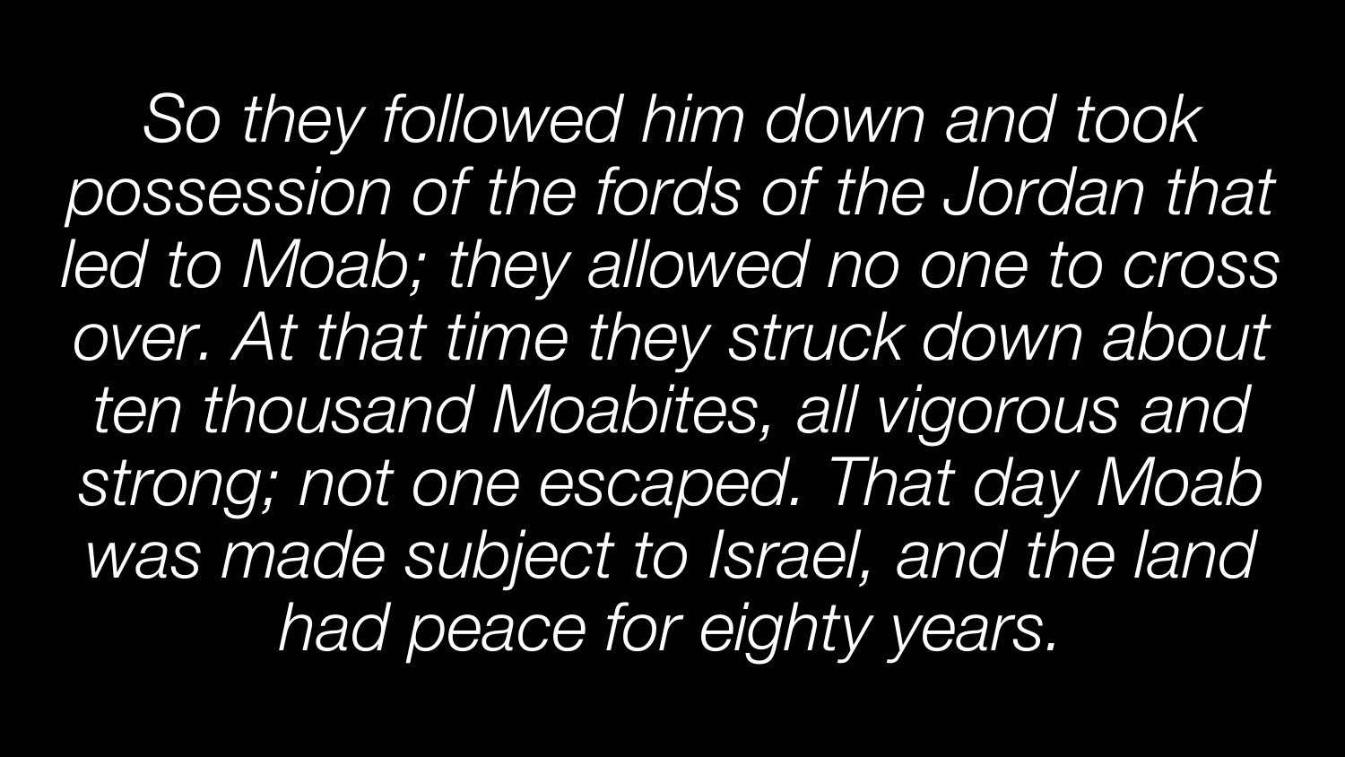*So they followed him down and took possession of the fords of the Jordan that led to Moab; they allowed no one to cross over. At that time they struck down about ten thousand Moabites, all vigorous and strong; not one escaped. That day Moab was made subject to Israel, and the land had peace for eighty years.*